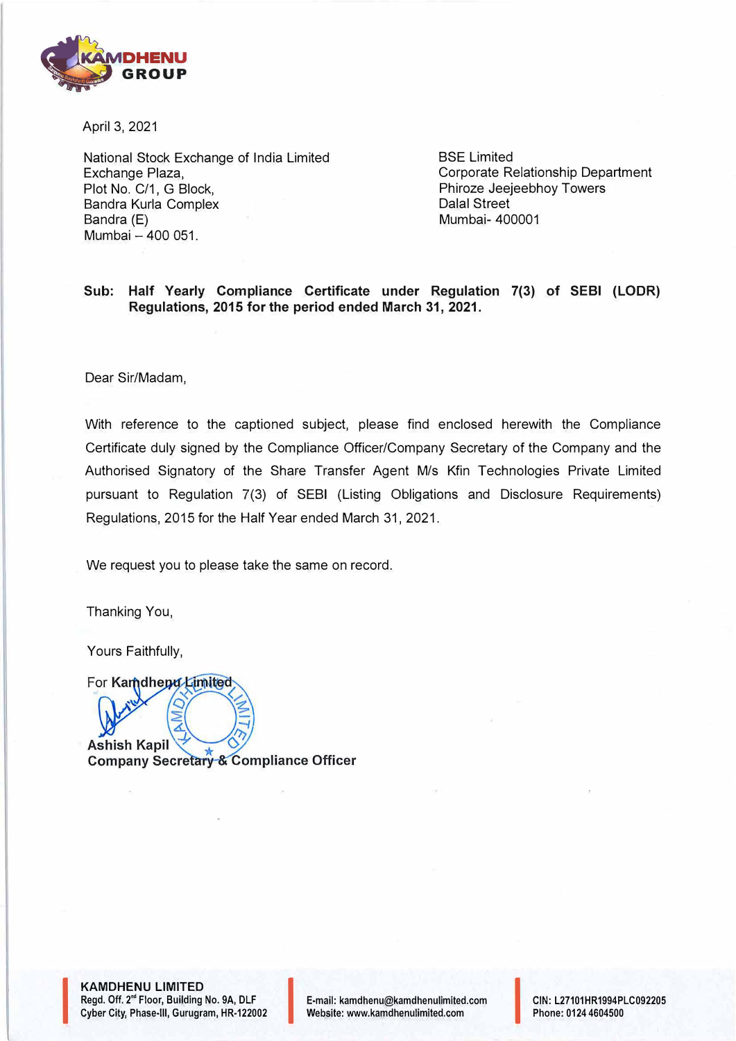April 3, 2021

National Stock Exchange of India Limited
Exchange Plaza,
Plot No. C/1, G Block,
Bandra Kurla Complex
Bandra (E)
Mumbai – 400 051.

BSE Limited
Corporate Relationship Department
Phiroze Jeejeebhoy Towers
Dalal Street
Mumbai- 400001

**Sub: Half Yearly Compliance Certificate under Regulation 7(3) of SEBI (LODR) Regulations, 2015 for the period ended March 31, 2021.**

Dear Sir/Madam,

With reference to the captioned subject, please find enclosed herewith the Compliance Certificate duly signed by the Compliance Officer/Company Secretary of the Company and the Authorised Signatory of the Share Transfer Agent M/s Kfin Technologies Private Limited pursuant to Regulation 7(3) of SEBI (Listing Obligations and Disclosure Requirements) Regulations, 2015 for the Half Year ended March 31, 2021.

We request you to please take the same on record.

Thanking You,

Yours Faithfully,

For **Kamdhenu Limited**

**Ashish Kapil**
**Company Secretary & Compliance Officer**

**KAMDHENU LIMITED**
Regd. Off. 2nd Floor, Building No. 9A, DLF Cyber City, Phase-III, Gurugram, HR-122002
E-mail: kamdhenu@kamdhenulimited.com
Website: www.kamdhenulimited.com
CIN: L27101HR1994PLC092205
Phone: 0124 4604500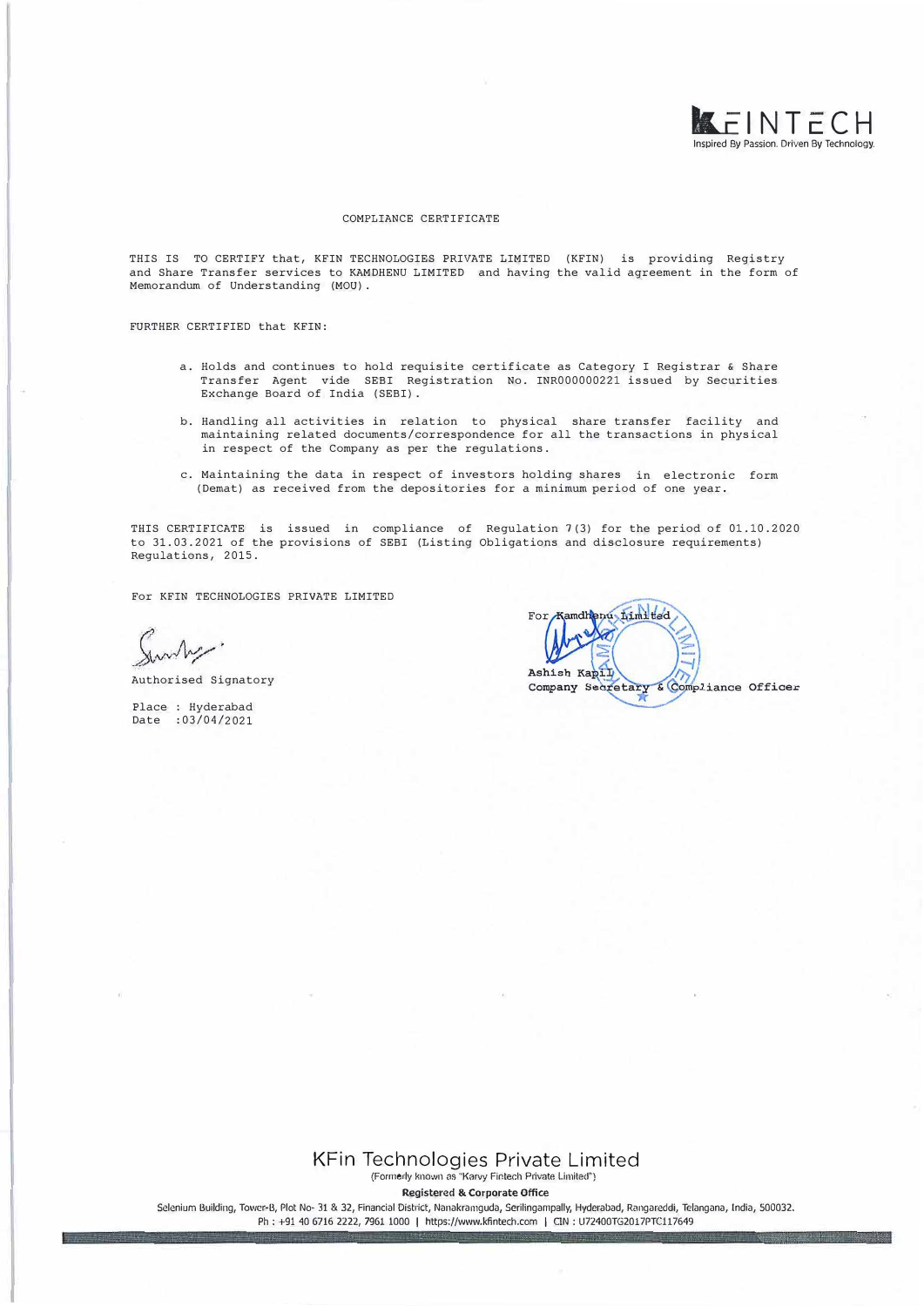# COMPLIANCE CERTIFICATE

THIS IS TO CERTIFY that, KFIN TECHNOLOGIES PRIVATE LIMITED (KFIN) is providing Registry and Share Transfer services to KAMDHENU LIMITED and having the valid agreement in the form of Memorandum of Understanding (MOU).

FURTHER CERTIFIED that KFIN:

a. Holds and continues to hold requisite certificate as Category I Registrar & Share Transfer Agent vide SEBI Registration No. INR000000221 issued by Securities Exchange Board of India (SEBI).

b. Handling all activities in relation to physical share transfer facility and maintaining related documents/correspondence for all the transactions in physical in respect of the Company as per the regulations.

c. Maintaining the data in respect of investors holding shares in electronic form (Demat) as received from the depositories for a minimum period of one year.

THIS CERTIFICATE is issued in compliance of Regulation 7(3) for the period of 01.10.2020 to 31.03.2021 of the provisions of SEBI (Listing Obligations and disclosure requirements) Regulations, 2015.

For KFIN TECHNOLOGIES PRIVATE LIMITED

Authorised Signatory

Place : Hyderabad
Date : 03/04/2021

For Kamdhenu Limited

Ashish Kapil
Company Secretary & Compliance Officer

KFin Technologies Private Limited
(Formerly known as "Karvy Fintech Private Limited")
Registered & Corporate Office
Selenium Building, Tower-B, Plot No- 31 & 32, Financial District, Nanakramguda, Serilingampally, Hyderabad, Rangareddi, Telangana, India, 500032.
Ph : +91 40 6716 2222, 7961 1000 | https://www.kfintech.com | CIN : U72400TG2017PTC117649